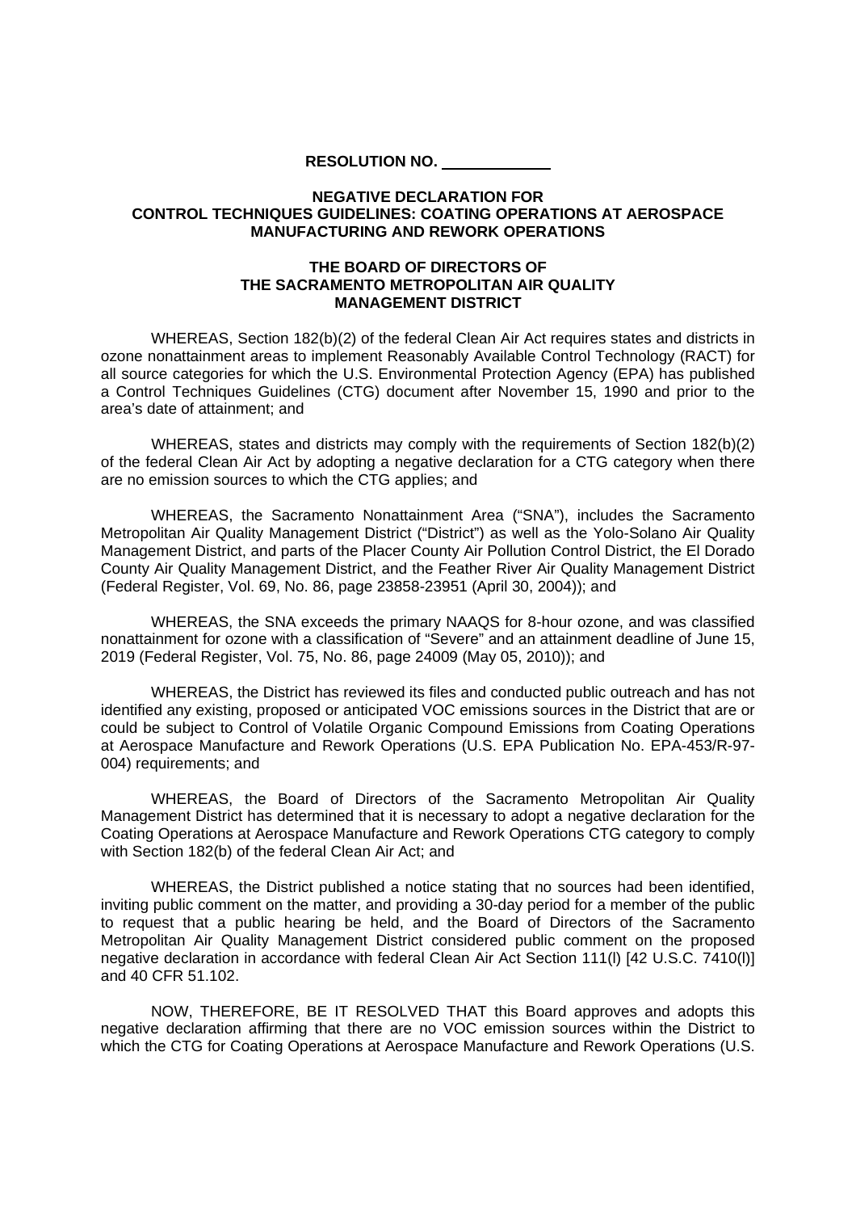**RESOLUTION NO. \_\_\_\_\_\_\_\_\_\_\_\_**

**NEGATIVE DECLARATION FOR CONTROL TECHNIQUES GUIDELINES: COATING OPERATIONS AT AEROSPACE MANUFACTURING AND REWORK OPERATIONS**

**THE BOARD OF DIRECTORS OF THE SACRAMENTO METROPOLITAN AIR QUALITY MANAGEMENT DISTRICT**

WHEREAS, Section 182(b)(2) of the federal Clean Air Act requires states and districts in ozone nonattainment areas to implement Reasonably Available Control Technology (RACT) for all source categories for which the U.S. Environmental Protection Agency (EPA) has published a Control Techniques Guidelines (CTG) document after November 15, 1990 and prior to the area's date of attainment; and

WHEREAS, states and districts may comply with the requirements of Section 182(b)(2) of the federal Clean Air Act by adopting a negative declaration for a CTG category when there are no emission sources to which the CTG applies; and

WHEREAS, the Sacramento Nonattainment Area ("SNA"), includes the Sacramento Metropolitan Air Quality Management District ("District") as well as the Yolo-Solano Air Quality Management District, and parts of the Placer County Air Pollution Control District, the El Dorado County Air Quality Management District, and the Feather River Air Quality Management District (Federal Register, Vol. 69, No. 86, page 23858-23951 (April 30, 2004)); and

WHEREAS, the SNA exceeds the primary NAAQS for 8-hour ozone, and was classified nonattainment for ozone with a classification of "Severe" and an attainment deadline of June 15, 2019 (Federal Register, Vol. 75, No. 86, page 24009 (May 05, 2010)); and

WHEREAS, the District has reviewed its files and conducted public outreach and has not identified any existing, proposed or anticipated VOC emissions sources in the District that are or could be subject to Control of Volatile Organic Compound Emissions from Coating Operations at Aerospace Manufacture and Rework Operations (U.S. EPA Publication No. EPA-453/R-97-004) requirements; and

WHEREAS, the Board of Directors of the Sacramento Metropolitan Air Quality Management District has determined that it is necessary to adopt a negative declaration for the Coating Operations at Aerospace Manufacture and Rework Operations CTG category to comply with Section 182(b) of the federal Clean Air Act; and

WHEREAS, the District published a notice stating that no sources had been identified, inviting public comment on the matter, and providing a 30-day period for a member of the public to request that a public hearing be held, and the Board of Directors of the Sacramento Metropolitan Air Quality Management District considered public comment on the proposed negative declaration in accordance with federal Clean Air Act Section 111(l) [42 U.S.C. 7410(l)] and 40 CFR 51.102.

NOW, THEREFORE, BE IT RESOLVED THAT this Board approves and adopts this negative declaration affirming that there are no VOC emission sources within the District to which the CTG for Coating Operations at Aerospace Manufacture and Rework Operations (U.S.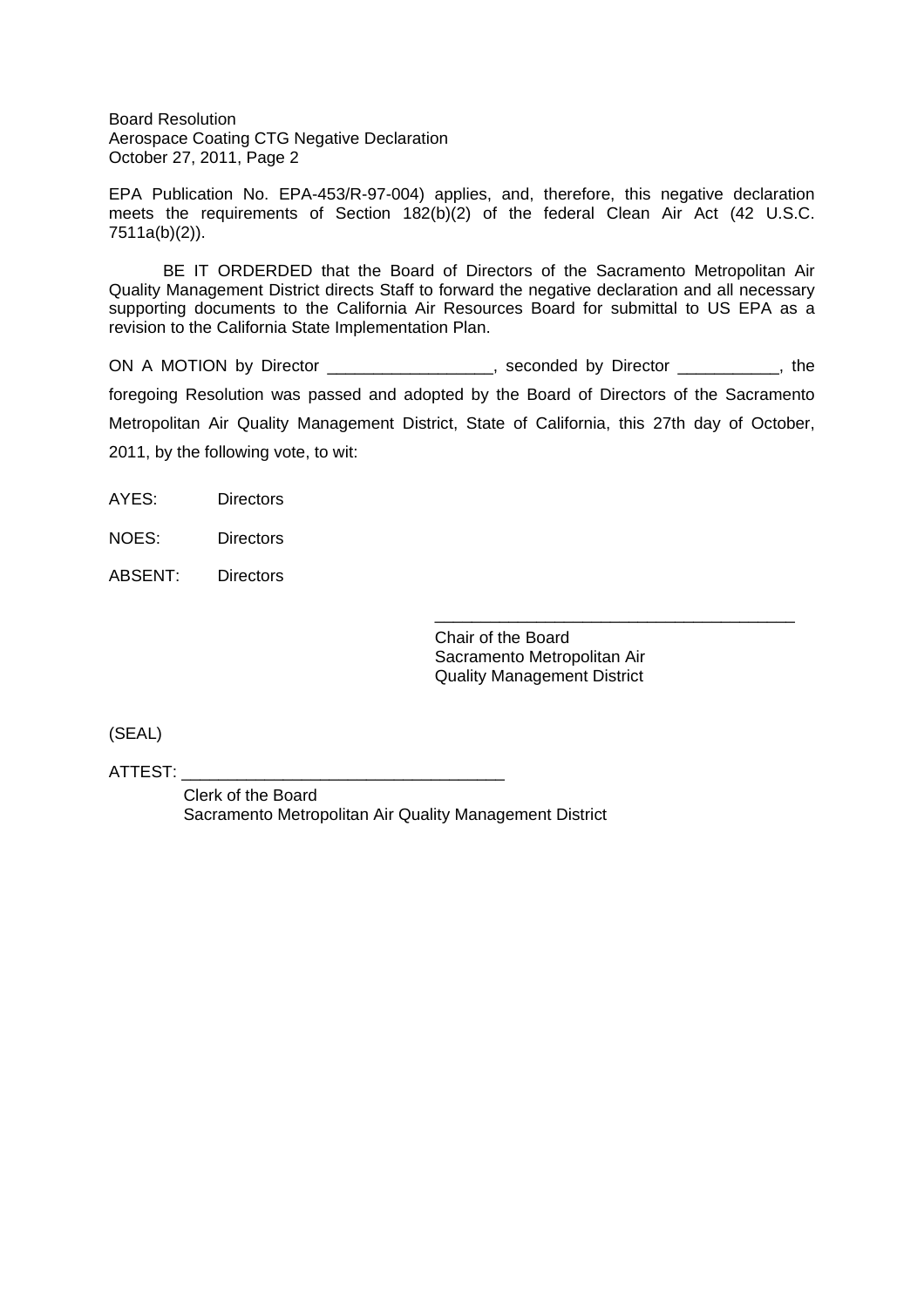EPA Publication No. EPA-453/R-97-004) applies, and, therefore, this negative declaration meets the requirements of Section 182(b)(2) of the federal Clean Air Act (42 U.S.C. 7511a(b)(2)).

BE IT ORDERDED that the Board of Directors of the Sacramento Metropolitan Air Quality Management District directs Staff to forward the negative declaration and all necessary supporting documents to the California Air Resources Board for submittal to US EPA as a revision to the California State Implementation Plan.

ON A MOTION by Director __________________, seconded by Director ___________, the foregoing Resolution was passed and adopted by the Board of Directors of the Sacramento Metropolitan Air Quality Management District, State of California, this 27th day of October, 2011, by the following vote, to wit:

AYES: Directors

NOES: Directors

ABSENT: Directors

_______________________________________
Chair of the Board
Sacramento Metropolitan Air
Quality Management District

(SEAL)

ATTEST: __________________________________
Clerk of the Board
Sacramento Metropolitan Air Quality Management District